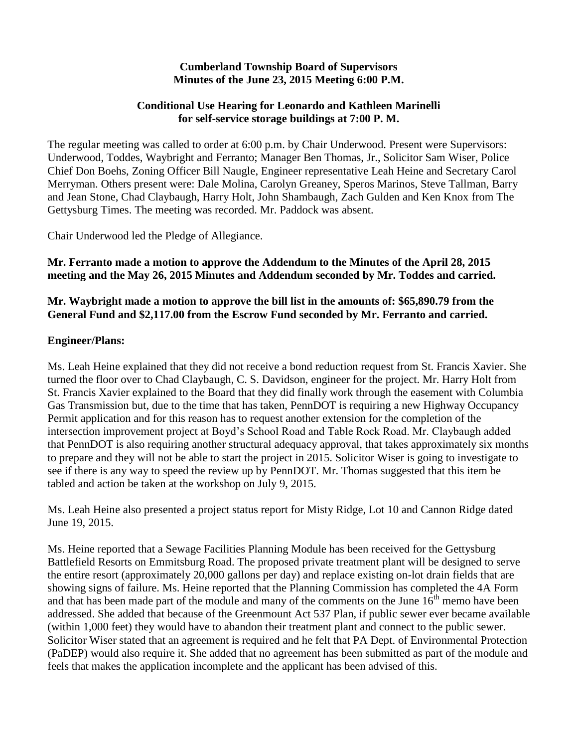**Cumberland Township Board of Supervisors**
**Minutes of the June 23, 2015 Meeting 6:00 P.M.**

**Conditional Use Hearing for Leonardo and Kathleen Marinelli**
**for self-service storage buildings at 7:00 P. M.**

The regular meeting was called to order at 6:00 p.m. by Chair Underwood. Present were Supervisors: Underwood, Toddes, Waybright and Ferranto; Manager Ben Thomas, Jr., Solicitor Sam Wiser, Police Chief Don Boehs, Zoning Officer Bill Naugle, Engineer representative Leah Heine and Secretary Carol Merryman. Others present were: Dale Molina, Carolyn Greaney, Speros Marinos, Steve Tallman, Barry and Jean Stone, Chad Claybaugh, Harry Holt, John Shambaugh, Zach Gulden and Ken Knox from The Gettysburg Times. The meeting was recorded. Mr. Paddock was absent.

Chair Underwood led the Pledge of Allegiance.

**Mr. Ferranto made a motion to approve the Addendum to the Minutes of the April 28, 2015 meeting and the May 26, 2015 Minutes and Addendum seconded by Mr. Toddes and carried.**

**Mr. Waybright made a motion to approve the bill list in the amounts of: $65,890.79 from the General Fund and $2,117.00 from the Escrow Fund seconded by Mr. Ferranto and carried.**

**Engineer/Plans:**

Ms. Leah Heine explained that they did not receive a bond reduction request from St. Francis Xavier. She turned the floor over to Chad Claybaugh, C. S. Davidson, engineer for the project. Mr. Harry Holt from St. Francis Xavier explained to the Board that they did finally work through the easement with Columbia Gas Transmission but, due to the time that has taken, PennDOT is requiring a new Highway Occupancy Permit application and for this reason has to request another extension for the completion of the intersection improvement project at Boyd's School Road and Table Rock Road. Mr. Claybaugh added that PennDOT is also requiring another structural adequacy approval, that takes approximately six months to prepare and they will not be able to start the project in 2015. Solicitor Wiser is going to investigate to see if there is any way to speed the review up by PennDOT. Mr. Thomas suggested that this item be tabled and action be taken at the workshop on July 9, 2015.

Ms. Leah Heine also presented a project status report for Misty Ridge, Lot 10 and Cannon Ridge dated June 19, 2015.

Ms. Heine reported that a Sewage Facilities Planning Module has been received for the Gettysburg Battlefield Resorts on Emmitsburg Road. The proposed private treatment plant will be designed to serve the entire resort (approximately 20,000 gallons per day) and replace existing on-lot drain fields that are showing signs of failure. Ms. Heine reported that the Planning Commission has completed the 4A Form and that has been made part of the module and many of the comments on the June 16th memo have been addressed. She added that because of the Greenmount Act 537 Plan, if public sewer ever became available (within 1,000 feet) they would have to abandon their treatment plant and connect to the public sewer. Solicitor Wiser stated that an agreement is required and he felt that PA Dept. of Environmental Protection (PaDEP) would also require it. She added that no agreement has been submitted as part of the module and feels that makes the application incomplete and the applicant has been advised of this.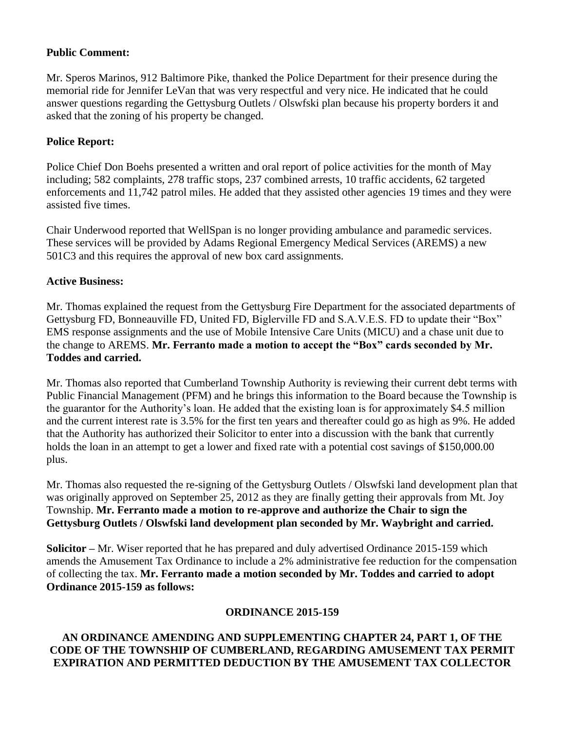**Public Comment:**

Mr. Speros Marinos, 912 Baltimore Pike, thanked the Police Department for their presence during the memorial ride for Jennifer LeVan that was very respectful and very nice. He indicated that he could answer questions regarding the Gettysburg Outlets / Olswfski plan because his property borders it and asked that the zoning of his property be changed.

**Police Report:**

Police Chief Don Boehs presented a written and oral report of police activities for the month of May including; 582 complaints, 278 traffic stops, 237 combined arrests, 10 traffic accidents, 62 targeted enforcements and 11,742 patrol miles. He added that they assisted other agencies 19 times and they were assisted five times.

Chair Underwood reported that WellSpan is no longer providing ambulance and paramedic services. These services will be provided by Adams Regional Emergency Medical Services (AREMS) a new 501C3 and this requires the approval of new box card assignments.

**Active Business:**

Mr. Thomas explained the request from the Gettysburg Fire Department for the associated departments of Gettysburg FD, Bonneauville FD, United FD, Biglerville FD and S.A.V.E.S. FD to update their "Box" EMS response assignments and the use of Mobile Intensive Care Units (MICU) and a chase unit due to the change to AREMS. **Mr. Ferranto made a motion to accept the "Box" cards seconded by Mr. Toddes and carried.**

Mr. Thomas also reported that Cumberland Township Authority is reviewing their current debt terms with Public Financial Management (PFM) and he brings this information to the Board because the Township is the guarantor for the Authority's loan. He added that the existing loan is for approximately $4.5 million and the current interest rate is 3.5% for the first ten years and thereafter could go as high as 9%. He added that the Authority has authorized their Solicitor to enter into a discussion with the bank that currently holds the loan in an attempt to get a lower and fixed rate with a potential cost savings of $150,000.00 plus.

Mr. Thomas also requested the re-signing of the Gettysburg Outlets / Olswfski land development plan that was originally approved on September 25, 2012 as they are finally getting their approvals from Mt. Joy Township. **Mr. Ferranto made a motion to re-approve and authorize the Chair to sign the Gettysburg Outlets / Olswfski land development plan seconded by Mr. Waybright and carried.**

**Solicitor –** Mr. Wiser reported that he has prepared and duly advertised Ordinance 2015-159 which amends the Amusement Tax Ordinance to include a 2% administrative fee reduction for the compensation of collecting the tax. **Mr. Ferranto made a motion seconded by Mr. Toddes and carried to adopt Ordinance 2015-159 as follows:**

**ORDINANCE 2015-159**

**AN ORDINANCE AMENDING AND SUPPLEMENTING CHAPTER 24, PART 1, OF THE CODE OF THE TOWNSHIP OF CUMBERLAND, REGARDING AMUSEMENT TAX PERMIT EXPIRATION AND PERMITTED DEDUCTION BY THE AMUSEMENT TAX COLLECTOR**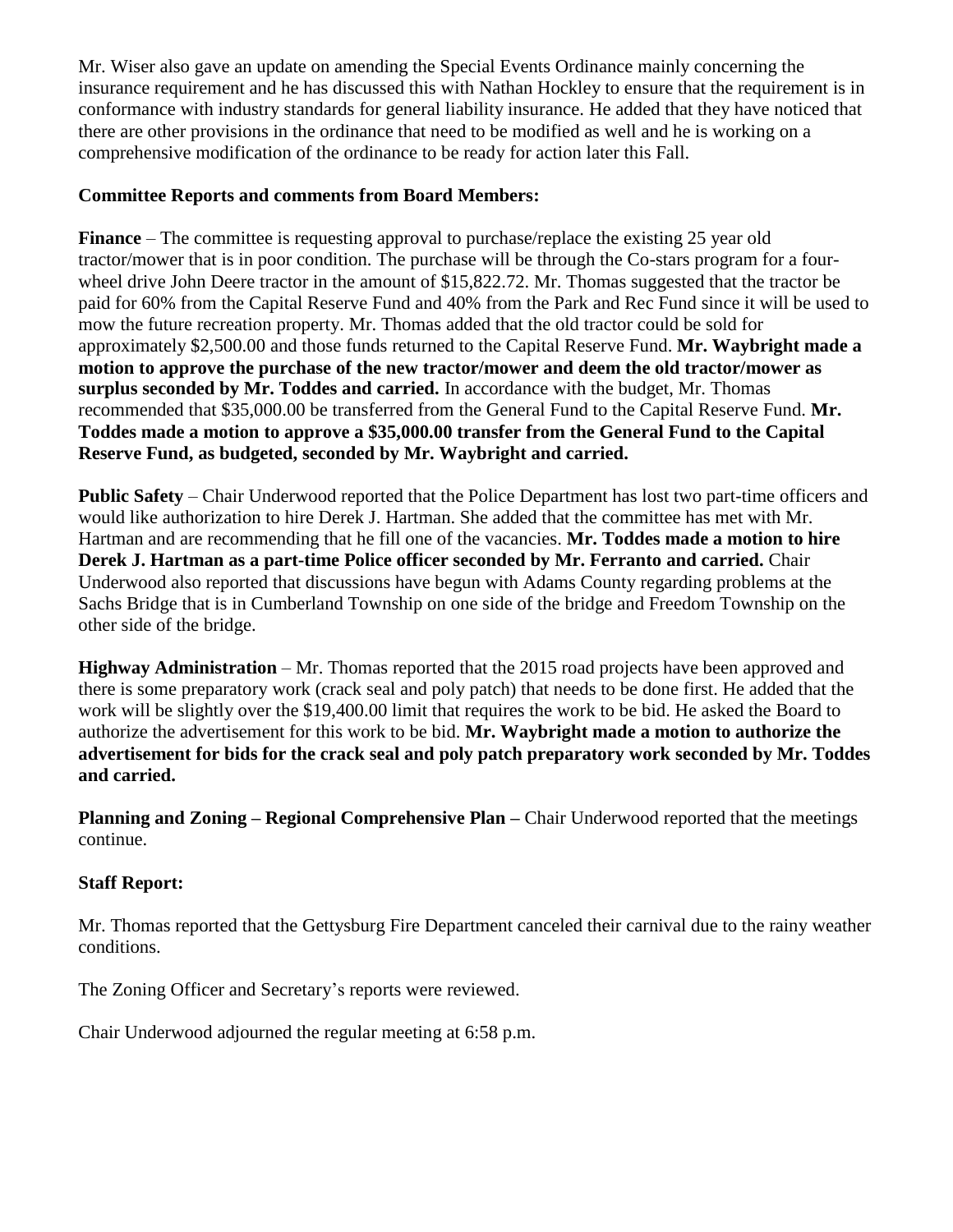Mr. Wiser also gave an update on amending the Special Events Ordinance mainly concerning the insurance requirement and he has discussed this with Nathan Hockley to ensure that the requirement is in conformance with industry standards for general liability insurance. He added that they have noticed that there are other provisions in the ordinance that need to be modified as well and he is working on a comprehensive modification of the ordinance to be ready for action later this Fall.

**Committee Reports and comments from Board Members:**

**Finance** – The committee is requesting approval to purchase/replace the existing 25 year old tractor/mower that is in poor condition. The purchase will be through the Co-stars program for a four-wheel drive John Deere tractor in the amount of $15,822.72. Mr. Thomas suggested that the tractor be paid for 60% from the Capital Reserve Fund and 40% from the Park and Rec Fund since it will be used to mow the future recreation property. Mr. Thomas added that the old tractor could be sold for approximately $2,500.00 and those funds returned to the Capital Reserve Fund. **Mr. Waybright made a motion to approve the purchase of the new tractor/mower and deem the old tractor/mower as surplus seconded by Mr. Toddes and carried.** In accordance with the budget, Mr. Thomas recommended that $35,000.00 be transferred from the General Fund to the Capital Reserve Fund. **Mr. Toddes made a motion to approve a $35,000.00 transfer from the General Fund to the Capital Reserve Fund, as budgeted, seconded by Mr. Waybright and carried.**

**Public Safety** – Chair Underwood reported that the Police Department has lost two part-time officers and would like authorization to hire Derek J. Hartman. She added that the committee has met with Mr. Hartman and are recommending that he fill one of the vacancies. **Mr. Toddes made a motion to hire Derek J. Hartman as a part-time Police officer seconded by Mr. Ferranto and carried.** Chair Underwood also reported that discussions have begun with Adams County regarding problems at the Sachs Bridge that is in Cumberland Township on one side of the bridge and Freedom Township on the other side of the bridge.

**Highway Administration** – Mr. Thomas reported that the 2015 road projects have been approved and there is some preparatory work (crack seal and poly patch) that needs to be done first. He added that the work will be slightly over the $19,400.00 limit that requires the work to be bid. He asked the Board to authorize the advertisement for this work to be bid. **Mr. Waybright made a motion to authorize the advertisement for bids for the crack seal and poly patch preparatory work seconded by Mr. Toddes and carried.**

**Planning and Zoning – Regional Comprehensive Plan –** Chair Underwood reported that the meetings continue.

**Staff Report:**

Mr. Thomas reported that the Gettysburg Fire Department canceled their carnival due to the rainy weather conditions.

The Zoning Officer and Secretary's reports were reviewed.

Chair Underwood adjourned the regular meeting at 6:58 p.m.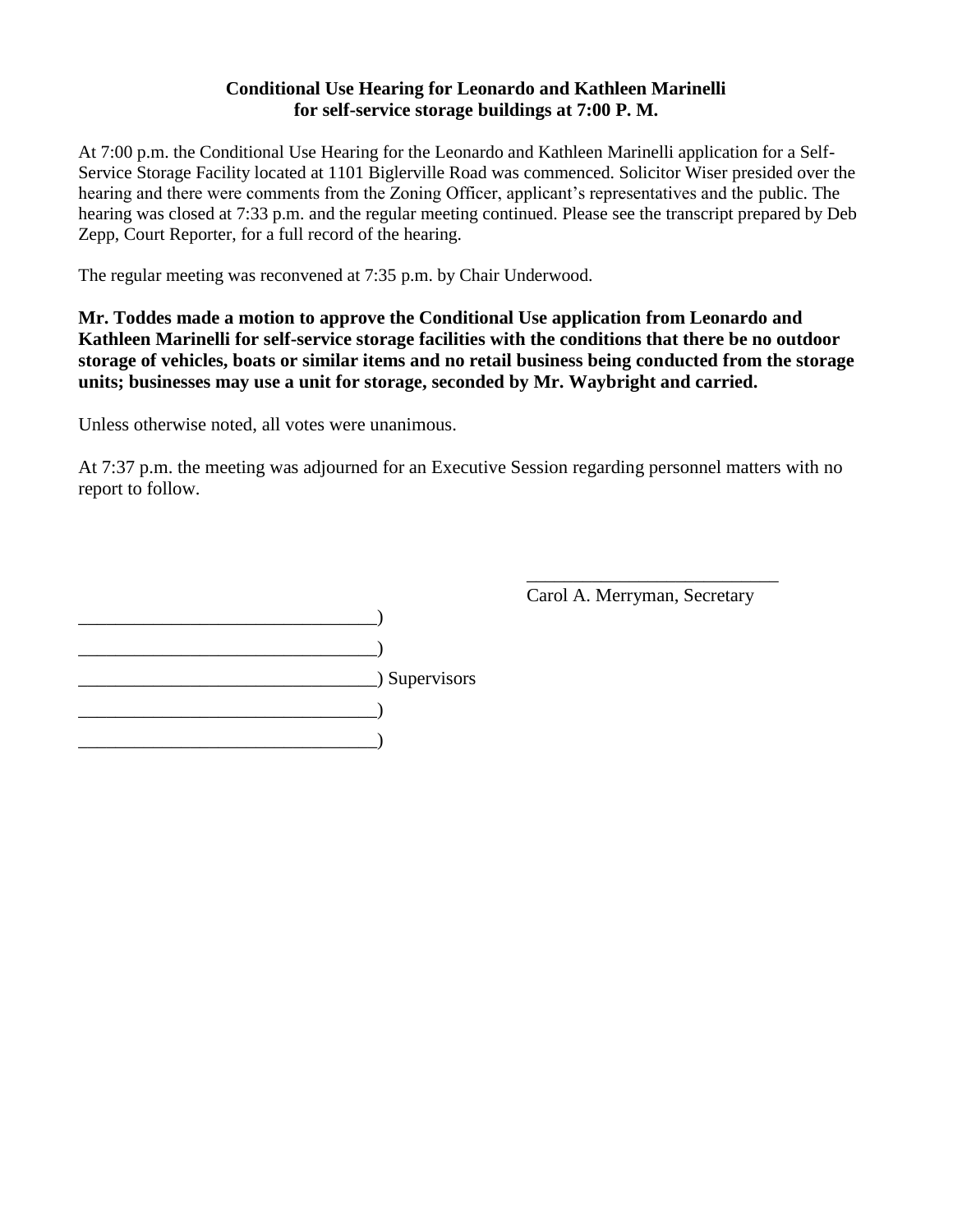**Conditional Use Hearing for Leonardo and Kathleen Marinelli for self-service storage buildings at 7:00 P. M.**

At 7:00 p.m. the Conditional Use Hearing for the Leonardo and Kathleen Marinelli application for a Self-Service Storage Facility located at 1101 Biglerville Road was commenced. Solicitor Wiser presided over the hearing and there were comments from the Zoning Officer, applicant's representatives and the public. The hearing was closed at 7:33 p.m. and the regular meeting continued. Please see the transcript prepared by Deb Zepp, Court Reporter, for a full record of the hearing.

The regular meeting was reconvened at 7:35 p.m. by Chair Underwood.

**Mr. Toddes made a motion to approve the Conditional Use application from Leonardo and Kathleen Marinelli for self-service storage facilities with the conditions that there be no outdoor storage of vehicles, boats or similar items and no retail business being conducted from the storage units; businesses may use a unit for storage, seconded by Mr. Waybright and carried.**

Unless otherwise noted, all votes were unanimous.

At 7:37 p.m. the meeting was adjourned for an Executive Session regarding personnel matters with no report to follow.

\_\_\_\_\_\_\_\_\_\_\_\_\_\_\_\_\_\_\_\_\_\_\_\_\_\_\_\_
Carol A. Merryman, Secretary

\_\_\_\_\_\_\_\_\_\_\_\_\_\_\_\_\_\_\_\_\_\_\_\_\_\_\_\_\_\_\_\_)
\_\_\_\_\_\_\_\_\_\_\_\_\_\_\_\_\_\_\_\_\_\_\_\_\_\_\_\_\_\_\_\_)
\_\_\_\_\_\_\_\_\_\_\_\_\_\_\_\_\_\_\_\_\_\_\_\_\_\_\_\_\_\_\_\_) Supervisors
\_\_\_\_\_\_\_\_\_\_\_\_\_\_\_\_\_\_\_\_\_\_\_\_\_\_\_\_\_\_\_\_)
\_\_\_\_\_\_\_\_\_\_\_\_\_\_\_\_\_\_\_\_\_\_\_\_\_\_\_\_\_\_\_\_)